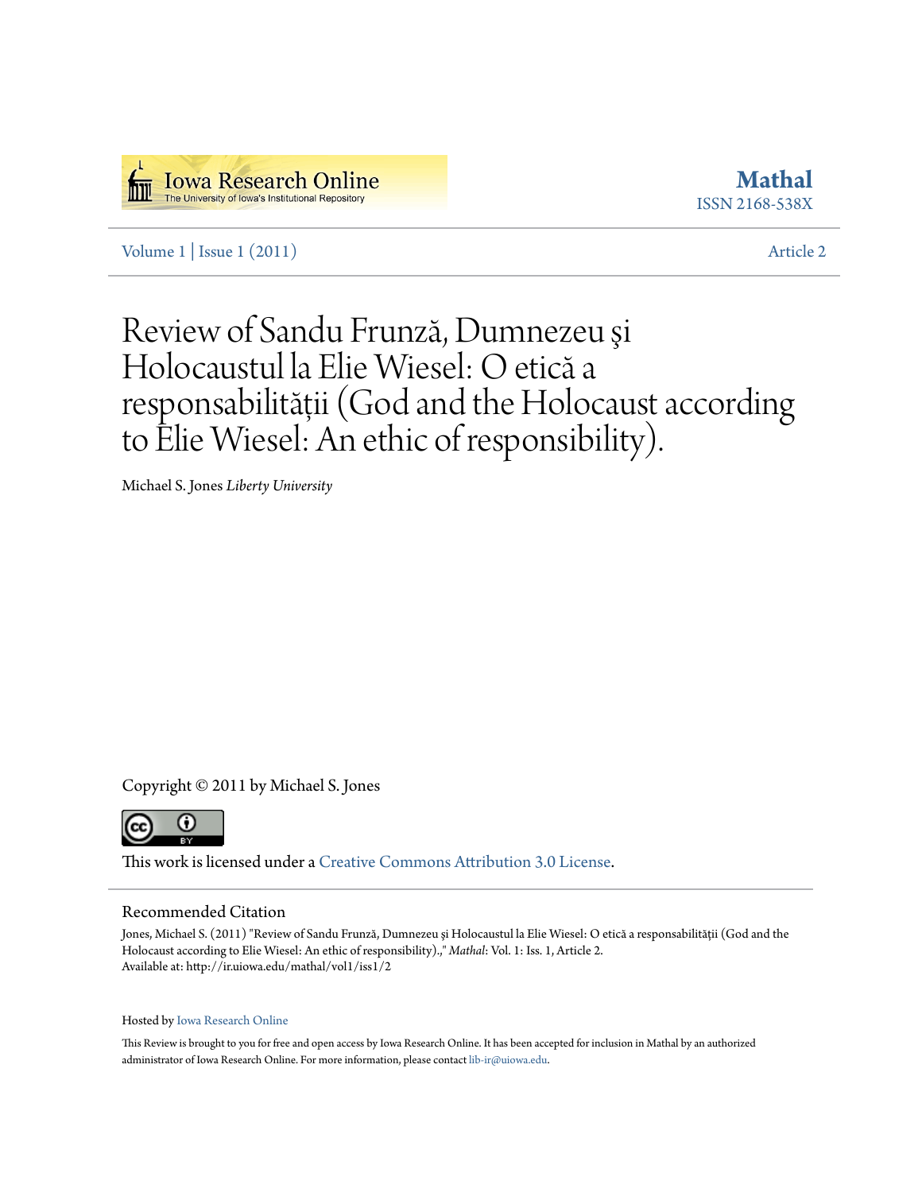Iowa Research Online
The University of Iowa's Institutional Repository

**Mathal**
ISSN 2168-538X

Volume 1 | Issue 1 (2011) Article 2

# Review of Sandu Frunză, Dumnezeu şi Holocaustul la Elie Wiesel: O etică a responsabilităţii (God and the Holocaust according to Elie Wiesel: An ethic of responsibility).

Michael S. Jones *Liberty University*

Copyright © 2011 by Michael S. Jones

This work is licensed under a Creative Commons Attribution 3.0 License.

## Recommended Citation

Jones, Michael S. (2011) "Review of Sandu Frunză, Dumnezeu şi Holocaustul la Elie Wiesel: O etică a responsabilităţii (God and the Holocaust according to Elie Wiesel: An ethic of responsibility).," *Mathal*: Vol. 1: Iss. 1, Article 2.
Available at: http://ir.uiowa.edu/mathal/vol1/iss1/2

Hosted by Iowa Research Online

This Review is brought to you for free and open access by Iowa Research Online. It has been accepted for inclusion in Mathal by an authorized administrator of Iowa Research Online. For more information, please contact lib-ir@uiowa.edu.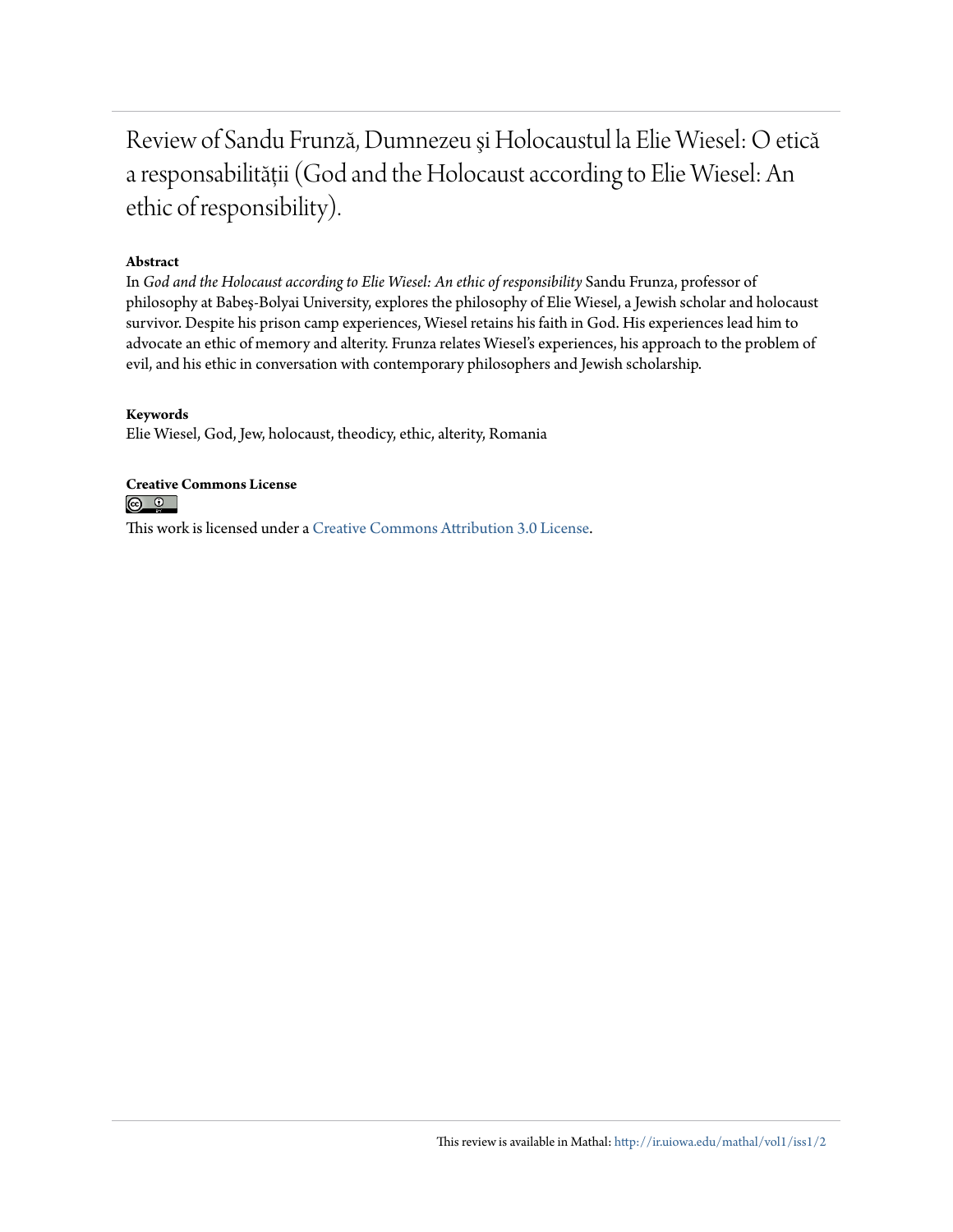# Review of Sandu Frunză, Dumnezeu şi Holocaustul la Elie Wiesel: O etică a responsabilității (God and the Holocaust according to Elie Wiesel: An ethic of responsibility).

**Abstract**

In *God and the Holocaust according to Elie Wiesel: An ethic of responsibility* Sandu Frunza, professor of philosophy at Babeş-Bolyai University, explores the philosophy of Elie Wiesel, a Jewish scholar and holocaust survivor. Despite his prison camp experiences, Wiesel retains his faith in God. His experiences lead him to advocate an ethic of memory and alterity. Frunza relates Wiesel's experiences, his approach to the problem of evil, and his ethic in conversation with contemporary philosophers and Jewish scholarship.

**Keywords**

Elie Wiesel, God, Jew, holocaust, theodicy, ethic, alterity, Romania

**Creative Commons License**

This work is licensed under a Creative Commons Attribution 3.0 License.

This review is available in Mathal: http://ir.uiowa.edu/mathal/vol1/iss1/2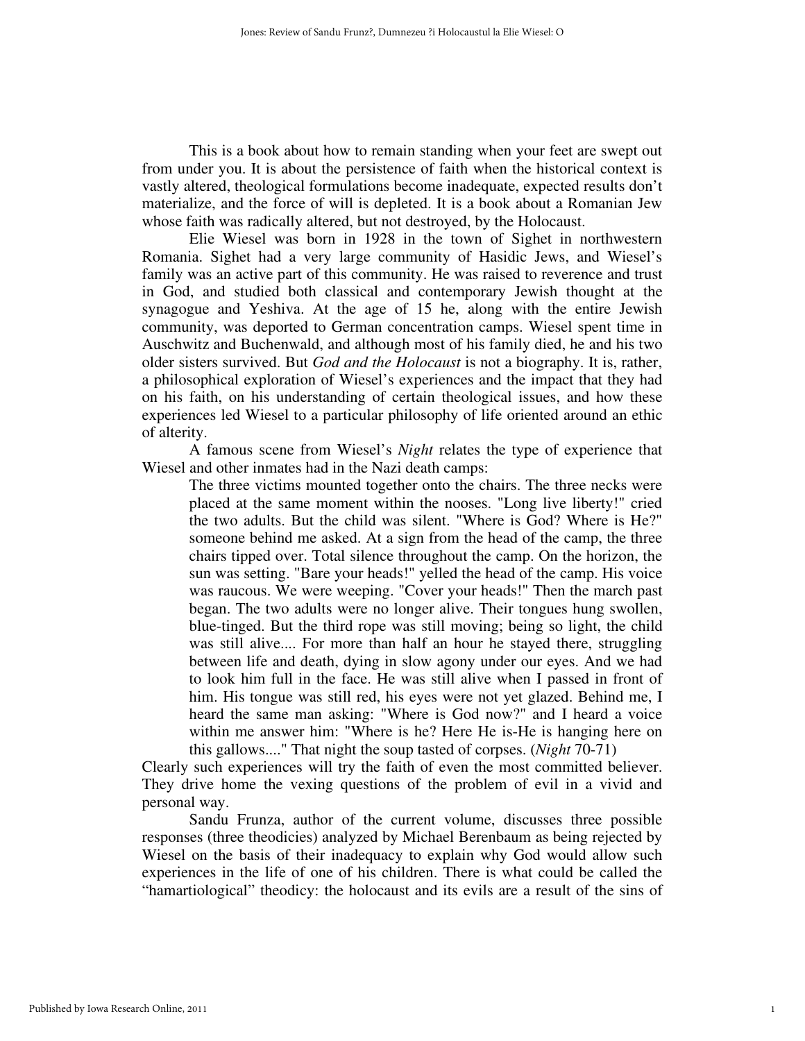This is a book about how to remain standing when your feet are swept out from under you. It is about the persistence of faith when the historical context is vastly altered, theological formulations become inadequate, expected results don't materialize, and the force of will is depleted. It is a book about a Romanian Jew whose faith was radically altered, but not destroyed, by the Holocaust.

Elie Wiesel was born in 1928 in the town of Sighet in northwestern Romania. Sighet had a very large community of Hasidic Jews, and Wiesel's family was an active part of this community. He was raised to reverence and trust in God, and studied both classical and contemporary Jewish thought at the synagogue and Yeshiva. At the age of 15 he, along with the entire Jewish community, was deported to German concentration camps. Wiesel spent time in Auschwitz and Buchenwald, and although most of his family died, he and his two older sisters survived. But *God and the Holocaust* is not a biography. It is, rather, a philosophical exploration of Wiesel's experiences and the impact that they had on his faith, on his understanding of certain theological issues, and how these experiences led Wiesel to a particular philosophy of life oriented around an ethic of alterity.

A famous scene from Wiesel's *Night* relates the type of experience that Wiesel and other inmates had in the Nazi death camps:

> The three victims mounted together onto the chairs. The three necks were placed at the same moment within the nooses. "Long live liberty!" cried the two adults. But the child was silent. "Where is God? Where is He?" someone behind me asked. At a sign from the head of the camp, the three chairs tipped over. Total silence throughout the camp. On the horizon, the sun was setting. "Bare your heads!" yelled the head of the camp. His voice was raucous. We were weeping. "Cover your heads!" Then the march past began. The two adults were no longer alive. Their tongues hung swollen, blue-tinged. But the third rope was still moving; being so light, the child was still alive.... For more than half an hour he stayed there, struggling between life and death, dying in slow agony under our eyes. And we had to look him full in the face. He was still alive when I passed in front of him. His tongue was still red, his eyes were not yet glazed. Behind me, I heard the same man asking: "Where is God now?" and I heard a voice within me answer him: "Where is he? Here He is-He is hanging here on this gallows...." That night the soup tasted of corpses. (*Night* 70-71)

Clearly such experiences will try the faith of even the most committed believer. They drive home the vexing questions of the problem of evil in a vivid and personal way.

Sandu Frunza, author of the current volume, discusses three possible responses (three theodicies) analyzed by Michael Berenbaum as being rejected by Wiesel on the basis of their inadequacy to explain why God would allow such experiences in the life of one of his children. There is what could be called the "hamartiological" theodicy: the holocaust and its evils are a result of the sins of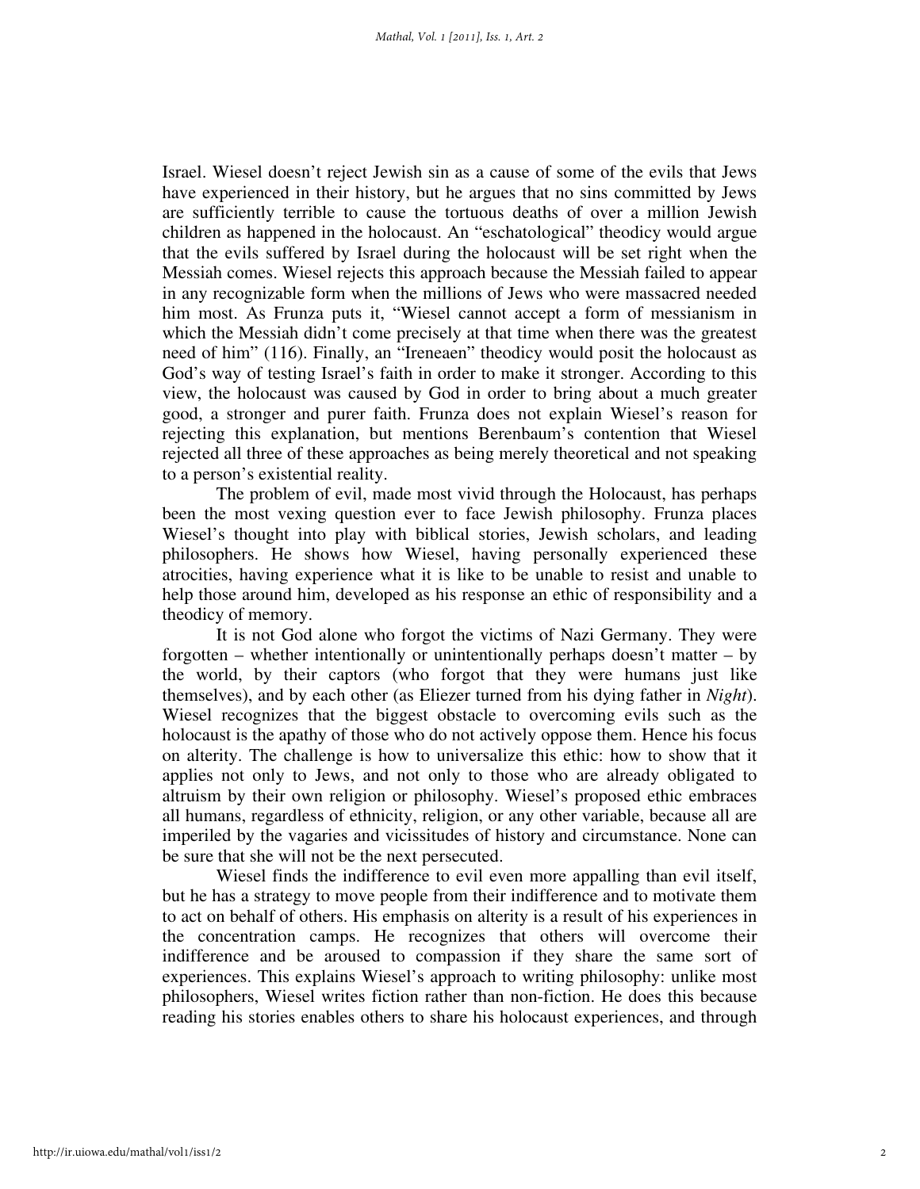Israel. Wiesel doesn't reject Jewish sin as a cause of some of the evils that Jews have experienced in their history, but he argues that no sins committed by Jews are sufficiently terrible to cause the tortuous deaths of over a million Jewish children as happened in the holocaust. An "eschatological" theodicy would argue that the evils suffered by Israel during the holocaust will be set right when the Messiah comes. Wiesel rejects this approach because the Messiah failed to appear in any recognizable form when the millions of Jews who were massacred needed him most. As Frunza puts it, "Wiesel cannot accept a form of messianism in which the Messiah didn't come precisely at that time when there was the greatest need of him" (116). Finally, an "Ireneaen" theodicy would posit the holocaust as God's way of testing Israel's faith in order to make it stronger. According to this view, the holocaust was caused by God in order to bring about a much greater good, a stronger and purer faith. Frunza does not explain Wiesel's reason for rejecting this explanation, but mentions Berenbaum's contention that Wiesel rejected all three of these approaches as being merely theoretical and not speaking to a person's existential reality.

The problem of evil, made most vivid through the Holocaust, has perhaps been the most vexing question ever to face Jewish philosophy. Frunza places Wiesel's thought into play with biblical stories, Jewish scholars, and leading philosophers. He shows how Wiesel, having personally experienced these atrocities, having experience what it is like to be unable to resist and unable to help those around him, developed as his response an ethic of responsibility and a theodicy of memory.

It is not God alone who forgot the victims of Nazi Germany. They were forgotten – whether intentionally or unintentionally perhaps doesn't matter – by the world, by their captors (who forgot that they were humans just like themselves), and by each other (as Eliezer turned from his dying father in *Night*). Wiesel recognizes that the biggest obstacle to overcoming evils such as the holocaust is the apathy of those who do not actively oppose them. Hence his focus on alterity. The challenge is how to universalize this ethic: how to show that it applies not only to Jews, and not only to those who are already obligated to altruism by their own religion or philosophy. Wiesel's proposed ethic embraces all humans, regardless of ethnicity, religion, or any other variable, because all are imperiled by the vagaries and vicissitudes of history and circumstance. None can be sure that she will not be the next persecuted.

Wiesel finds the indifference to evil even more appalling than evil itself, but he has a strategy to move people from their indifference and to motivate them to act on behalf of others. His emphasis on alterity is a result of his experiences in the concentration camps. He recognizes that others will overcome their indifference and be aroused to compassion if they share the same sort of experiences. This explains Wiesel's approach to writing philosophy: unlike most philosophers, Wiesel writes fiction rather than non-fiction. He does this because reading his stories enables others to share his holocaust experiences, and through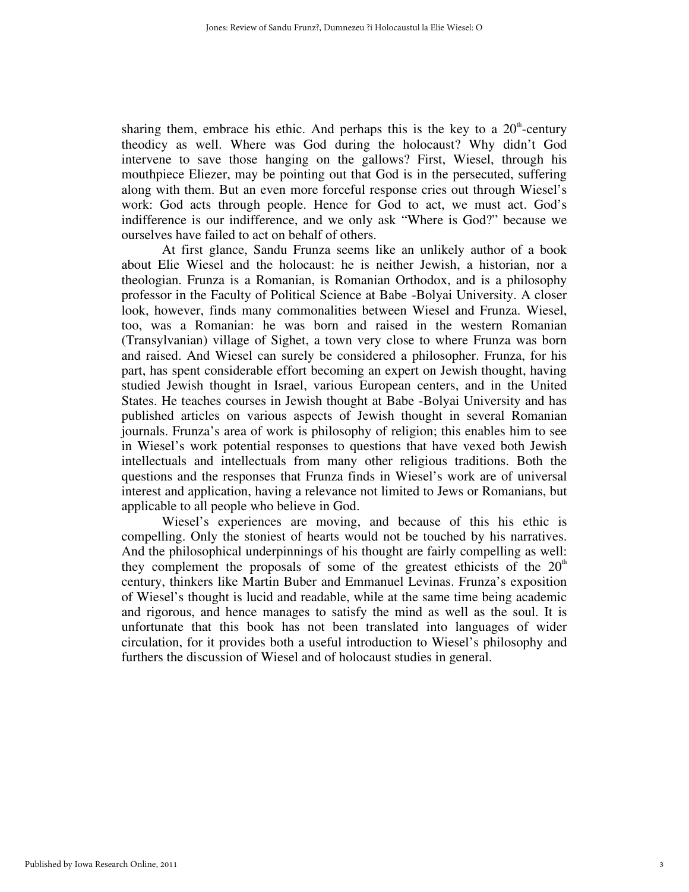sharing them, embrace his ethic. And perhaps this is the key to a 20th-century theodicy as well. Where was God during the holocaust? Why didn't God intervene to save those hanging on the gallows? First, Wiesel, through his mouthpiece Eliezer, may be pointing out that God is in the persecuted, suffering along with them. But an even more forceful response cries out through Wiesel's work: God acts through people. Hence for God to act, we must act. God's indifference is our indifference, and we only ask "Where is God?" because we ourselves have failed to act on behalf of others.

At first glance, Sandu Frunza seems like an unlikely author of a book about Elie Wiesel and the holocaust: he is neither Jewish, a historian, nor a theologian. Frunza is a Romanian, is Romanian Orthodox, and is a philosophy professor in the Faculty of Political Science at Babe -Bolyai University. A closer look, however, finds many commonalities between Wiesel and Frunza. Wiesel, too, was a Romanian: he was born and raised in the western Romanian (Transylvanian) village of Sighet, a town very close to where Frunza was born and raised. And Wiesel can surely be considered a philosopher. Frunza, for his part, has spent considerable effort becoming an expert on Jewish thought, having studied Jewish thought in Israel, various European centers, and in the United States. He teaches courses in Jewish thought at Babe -Bolyai University and has published articles on various aspects of Jewish thought in several Romanian journals. Frunza's area of work is philosophy of religion; this enables him to see in Wiesel's work potential responses to questions that have vexed both Jewish intellectuals and intellectuals from many other religious traditions. Both the questions and the responses that Frunza finds in Wiesel's work are of universal interest and application, having a relevance not limited to Jews or Romanians, but applicable to all people who believe in God.

Wiesel's experiences are moving, and because of this his ethic is compelling. Only the stoniest of hearts would not be touched by his narratives. And the philosophical underpinnings of his thought are fairly compelling as well: they complement the proposals of some of the greatest ethicists of the 20th century, thinkers like Martin Buber and Emmanuel Levinas. Frunza's exposition of Wiesel's thought is lucid and readable, while at the same time being academic and rigorous, and hence manages to satisfy the mind as well as the soul. It is unfortunate that this book has not been translated into languages of wider circulation, for it provides both a useful introduction to Wiesel's philosophy and furthers the discussion of Wiesel and of holocaust studies in general.